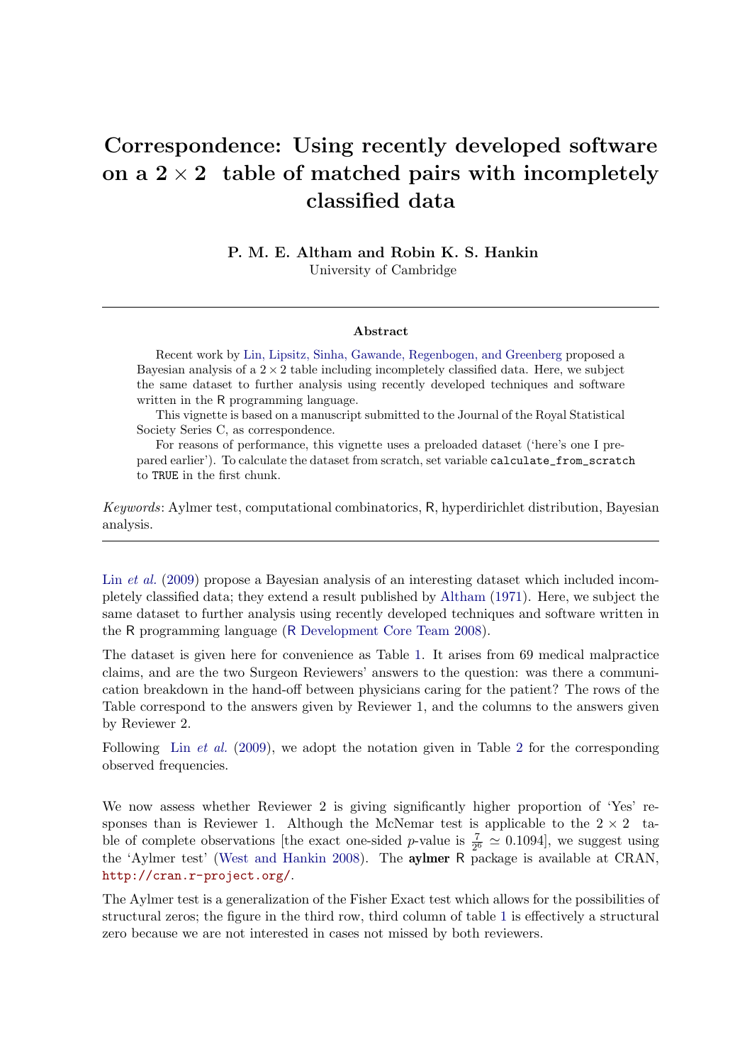# Correspondence: Using recently developed software on a $2 \times 2$ table of matched pairs with incompletely classified data

**P. M. E. Altham and Robin K. S. Hankin**
University of Cambridge

---

### Abstract

Recent work by Lin, Lipsitz, Sinha, Gawande, Regenbogen, and Greenberg proposed a Bayesian analysis of a $2 \times 2$ table including incompletely classified data. Here, we subject the same dataset to further analysis using recently developed techniques and software written in the R programming language.

This vignette is based on a manuscript submitted to the Journal of the Royal Statistical Society Series C, as correspondence.

For reasons of performance, this vignette uses a preloaded dataset ('here's one I prepared earlier'). To calculate the dataset from scratch, set variable `calculate_from_scratch` to `TRUE` in the first chunk.

*Keywords*: Aylmer test, computational combinatorics, R, hyperdirichlet distribution, Bayesian analysis.

---

Lin *et al.* (2009) propose a Bayesian analysis of an interesting dataset which included incompletely classified data; they extend a result published by Altham (1971). Here, we subject the same dataset to further analysis using recently developed techniques and software written in the R programming language (R Development Core Team 2008).

The dataset is given here for convenience as Table 1. It arises from 69 medical malpractice claims, and are the two Surgeon Reviewers' answers to the question: was there a communication breakdown in the hand-off between physicians caring for the patient? The rows of the Table correspond to the answers given by Reviewer 1, and the columns to the answers given by Reviewer 2.

Following Lin *et al.* (2009), we adopt the notation given in Table 2 for the corresponding observed frequencies.

We now assess whether Reviewer 2 is giving significantly higher proportion of 'Yes' responses than is Reviewer 1. Although the McNemar test is applicable to the $2 \times 2$ table of complete observations [the exact one-sided $p$-value is $\frac{7}{2^6} \simeq 0.1094$], we suggest using the 'Aylmer test' (West and Hankin 2008). The **aylmer** R package is available at CRAN, `http://cran.r-project.org/`.

The Aylmer test is a generalization of the Fisher Exact test which allows for the possibilities of structural zeros; the figure in the third row, third column of table 1 is effectively a structural zero because we are not interested in cases not missed by both reviewers.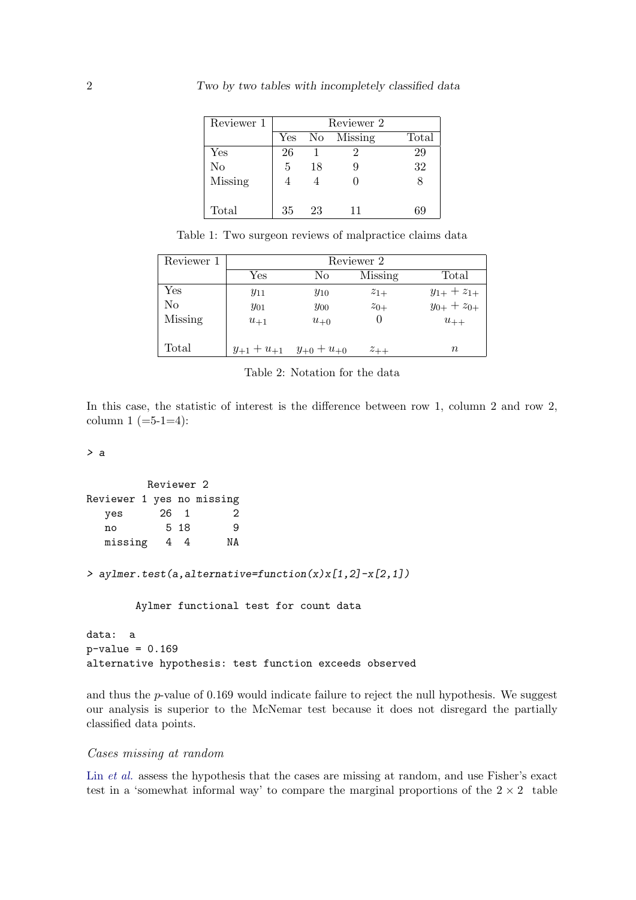| Reviewer 1 | Reviewer 2 | | | |
|---|---|---|---|---|
| | Yes | No | Missing | Total |
| Yes | 26 | 1 | 2 | 29 |
| No | 5 | 18 | 9 | 32 |
| Missing | 4 | 4 | 0 | 8 |
| Total | 35 | 23 | 11 | 69 |

Table 1: Two surgeon reviews of malpractice claims data

| Reviewer 1 | Reviewer 2 | | | |
|---|---|---|---|---|
| | Yes | No | Missing | Total |
| Yes | $y_{11}$ | $y_{10}$ | $z_{1+}$ | $y_{1+} + z_{1+}$ |
| No | $y_{01}$ | $y_{00}$ | $z_{0+}$ | $y_{0+} + z_{0+}$ |
| Missing | $u_{+1}$ | $u_{+0}$ | 0 | $u_{++}$ |
| Total | $y_{+1} + u_{+1}$ | $y_{+0} + u_{+0}$ | $z_{++}$ | $n$ |

Table 2: Notation for the data

In this case, the statistic of interest is the difference between row 1, column 2 and row 2, column 1 (=5-1=4):

```
> a

          Reviewer 2
Reviewer 1 yes no missing
   yes      26  1       2
   no        5 18       9
   missing   4  4      NA

> aylmer.test(a,alternative=function(x)x[1,2]-x[2,1])

        Aylmer functional test for count data

data:  a
p-value = 0.169
alternative hypothesis: test function exceeds observed
```

and thus the $p$-value of 0.169 would indicate failure to reject the null hypothesis. We suggest our analysis is superior to the McNemar test because it does not disregard the partially classified data points.

### *Cases missing at random*

Lin *et al.* assess the hypothesis that the cases are missing at random, and use Fisher's exact test in a 'somewhat informal way' to compare the marginal proportions of the $2 \times 2$ table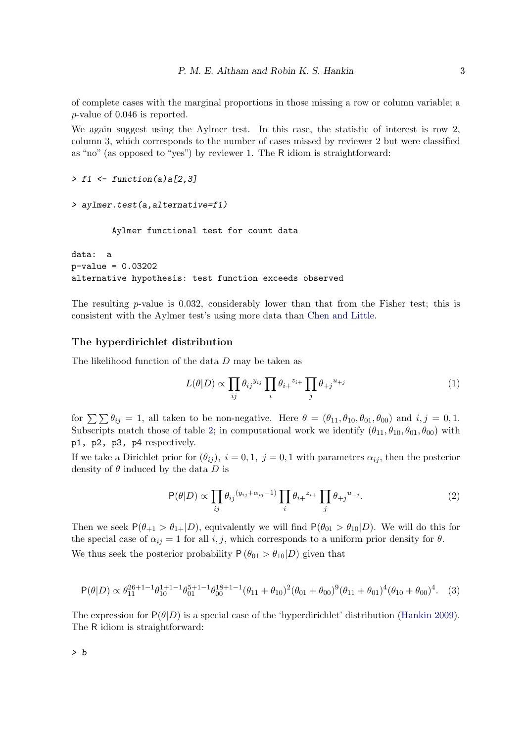of complete cases with the marginal proportions in those missing a row or column variable; a $p$-value of 0.046 is reported.

We again suggest using the Aylmer test. In this case, the statistic of interest is row 2, column 3, which corresponds to the number of cases missed by reviewer 2 but were classified as "no" (as opposed to "yes") by reviewer 1. The R idiom is straightforward:

```
> f1 <- function(a)a[2,3]

> aylmer.test(a,alternative=f1)

        Aylmer functional test for count data

data:  a
p-value = 0.03202
alternative hypothesis: test function exceeds observed
```

The resulting $p$-value is 0.032, considerably lower than that from the Fisher test; this is consistent with the Aylmer test's using more data than Chen and Little.

## The hyperdirichlet distribution

The likelihood function of the data $D$ may be taken as

$$L(\theta|D) \propto \prod_{ij} {\theta_{ij}}^{y_{ij}} \prod_{i} {\theta_{i+}}^{z_{i+}} \prod_{j} {\theta_{+j}}^{u_{+j}} \tag{1}$$

for $\sum\sum \theta_{ij} = 1$, all taken to be non-negative. Here $\theta = (\theta_{11}, \theta_{10}, \theta_{01}, \theta_{00})$ and $i, j = 0, 1$. Subscripts match those of table 2; in computational work we identify $(\theta_{11}, \theta_{10}, \theta_{01}, \theta_{00})$ with `p1, p2, p3, p4` respectively.

If we take a Dirichlet prior for $(\theta_{ij}),\ i = 0, 1,\ j = 0, 1$ with parameters $\alpha_{ij}$, then the posterior density of $\theta$ induced by the data $D$ is

$$\mathsf{P}(\theta|D) \propto \prod_{ij} {\theta_{ij}}^{(y_{ij}+\alpha_{ij}-1)} \prod_{i} {\theta_{i+}}^{z_{i+}} \prod_{j} {\theta_{+j}}^{u_{+j}}. \tag{2}$$

Then we seek $\mathsf{P}(\theta_{+1} > \theta_{1+}|D)$, equivalently we will find $\mathsf{P}(\theta_{01} > \theta_{10}|D)$. We will do this for the special case of $\alpha_{ij} = 1$ for all $i, j$, which corresponds to a uniform prior density for $\theta$.

We thus seek the posterior probability $\mathsf{P}\left(\theta_{01} > \theta_{10}|D\right)$ given that

$$\mathsf{P}(\theta|D) \propto \theta_{11}^{26+1-1}\theta_{10}^{1+1-1}\theta_{01}^{5+1-1}\theta_{00}^{18+1-1}(\theta_{11}+\theta_{10})^{2}(\theta_{01}+\theta_{00})^{9}(\theta_{11}+\theta_{01})^{4}(\theta_{10}+\theta_{00})^{4}. \tag{3}$$

The expression for $\mathsf{P}(\theta|D)$ is a special case of the 'hyperdirichlet' distribution (Hankin 2009). The R idiom is straightforward:

```
> b
```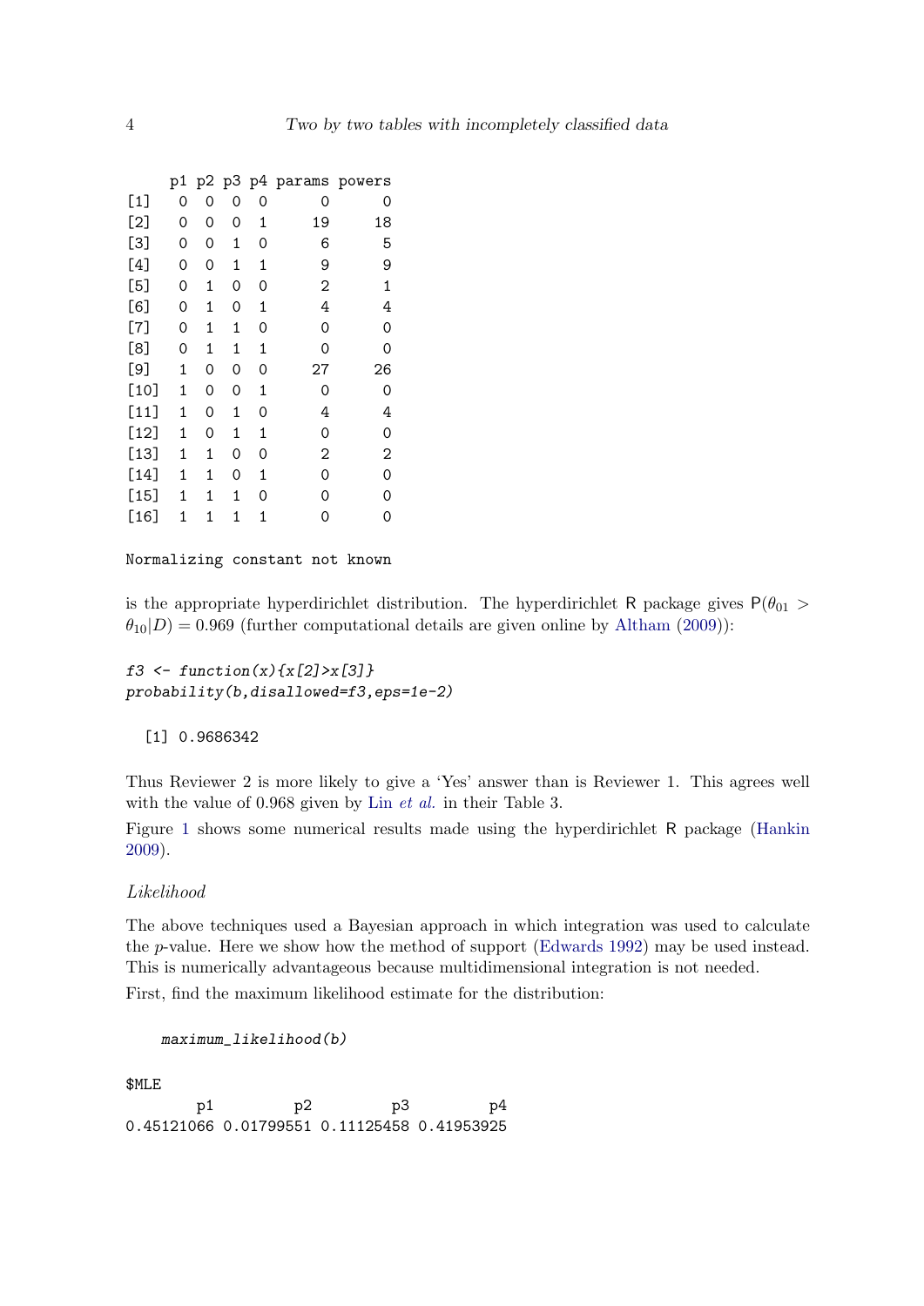```
     p1 p2 p3 p4 params powers
[1]   0  0  0  0      0      0
[2]   0  0  0  1     19     18
[3]   0  0  1  0      6      5
[4]   0  0  1  1      9      9
[5]   0  1  0  0      2      1
[6]   0  1  0  1      4      4
[7]   0  1  1  0      0      0
[8]   0  1  1  1      0      0
[9]   1  0  0  0     27     26
[10]  1  0  0  1      0      0
[11]  1  0  1  0      4      4
[12]  1  0  1  1      0      0
[13]  1  1  0  0      2      2
[14]  1  1  0  1      0      0
[15]  1  1  1  0      0      0
[16]  1  1  1  1      0      0

Normalizing constant not known
```

is the appropriate hyperdirichlet distribution. The hyperdirichlet R package gives $\mathsf{P}(\theta_{01} > \theta_{10}|D) = 0.969$ (further computational details are given online by Altham (2009)):

```
f3 <- function(x){x[2]>x[3]}
probability(b,disallowed=f3,eps=1e-2)
```

```
[1] 0.9686342
```

Thus Reviewer 2 is more likely to give a 'Yes' answer than is Reviewer 1. This agrees well with the value of 0.968 given by Lin *et al.* in their Table 3.

Figure 1 shows some numerical results made using the hyperdirichlet R package (Hankin 2009).

*Likelihood*

The above techniques used a Bayesian approach in which integration was used to calculate the $p$-value. Here we show how the method of support (Edwards 1992) may be used instead. This is numerically advantageous because multidimensional integration is not needed.

First, find the maximum likelihood estimate for the distribution:

```
maximum_likelihood(b)
```

```
$MLE
        p1         p2         p3         p4
0.45121066 0.01799551 0.11125458 0.41953925
```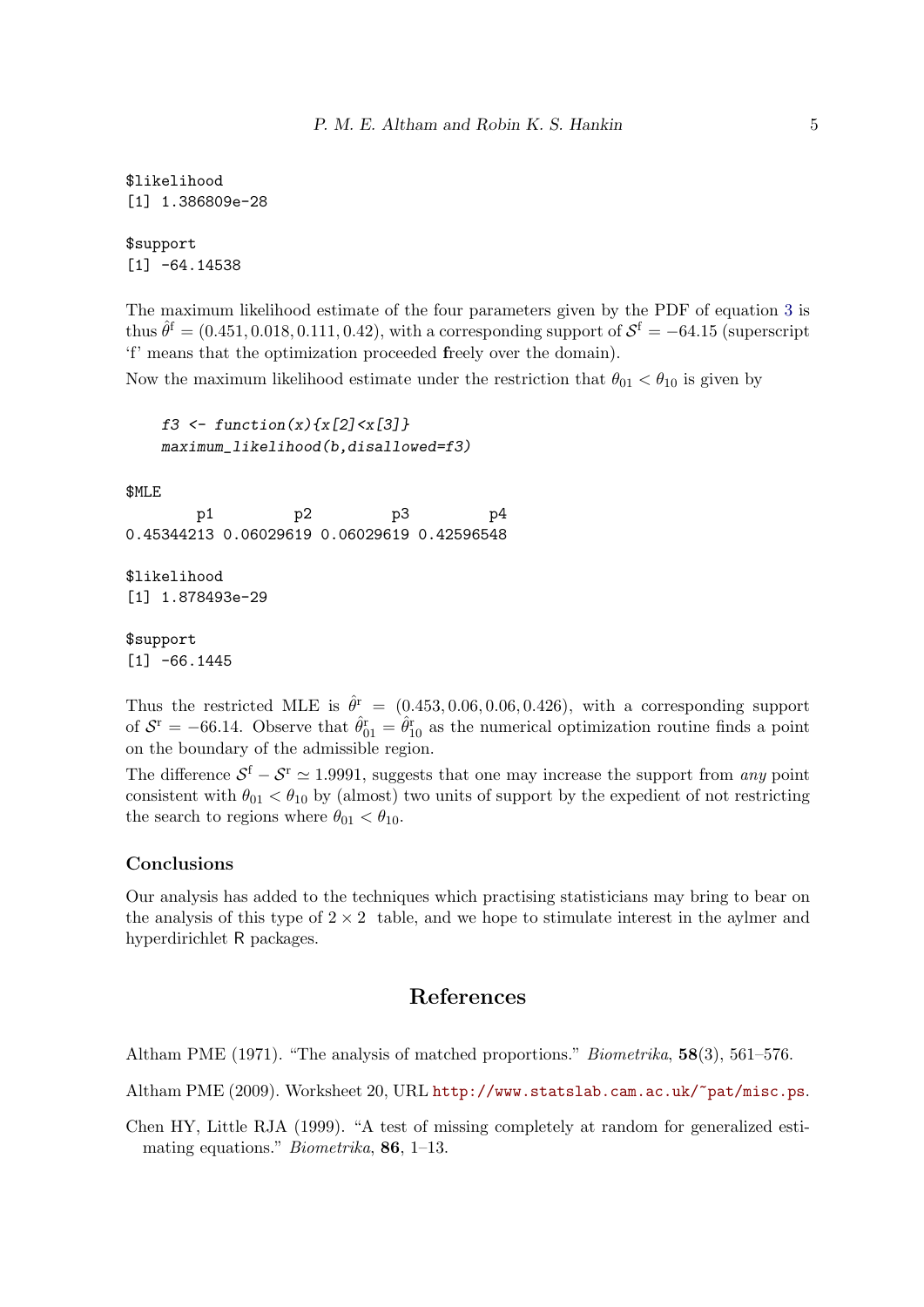```
$likelihood
[1] 1.386809e-28

$support
[1] -64.14538
```

The maximum likelihood estimate of the four parameters given by the PDF of equation 3 is thus $\hat{\theta}^{\mathrm{f}} = (0.451, 0.018, 0.111, 0.42)$, with a corresponding support of $\mathcal{S}^{\mathrm{f}} = -64.15$ (superscript 'f' means that the optimization proceeded **f**reely over the domain).

Now the maximum likelihood estimate under the restriction that $\theta_{01} < \theta_{10}$ is given by

```
f3 <- function(x){x[2]<x[3]}
maximum_likelihood(b,disallowed=f3)
```

```
$MLE
        p1         p2         p3         p4
0.45344213 0.06029619 0.06029619 0.42596548

$likelihood
[1] 1.878493e-29

$support
[1] -66.1445
```

Thus the restricted MLE is $\hat{\theta}^{\mathrm{r}} = (0.453, 0.06, 0.06, 0.426)$, with a corresponding support of $\mathcal{S}^{\mathrm{r}} = -66.14$. Observe that $\hat{\theta}^{\mathrm{r}}_{01} = \hat{\theta}^{\mathrm{r}}_{10}$ as the numerical optimization routine finds a point on the boundary of the admissible region.

The difference $\mathcal{S}^{\mathrm{f}} - \mathcal{S}^{\mathrm{r}} \simeq 1.9991$, suggests that one may increase the support from *any* point consistent with $\theta_{01} < \theta_{10}$ by (almost) two units of support by the expedient of not restricting the search to regions where $\theta_{01} < \theta_{10}$.

### Conclusions

Our analysis has added to the techniques which practising statisticians may bring to bear on the analysis of this type of $2 \times 2$ table, and we hope to stimulate interest in the aylmer and hyperdirichlet R packages.

## References

Altham PME (1971). "The analysis of matched proportions." *Biometrika*, **58**(3), 561–576.

Altham PME (2009). Worksheet 20, URL http://www.statslab.cam.ac.uk/~pat/misc.ps.

Chen HY, Little RJA (1999). "A test of missing completely at random for generalized estimating equations." *Biometrika*, **86**, 1–13.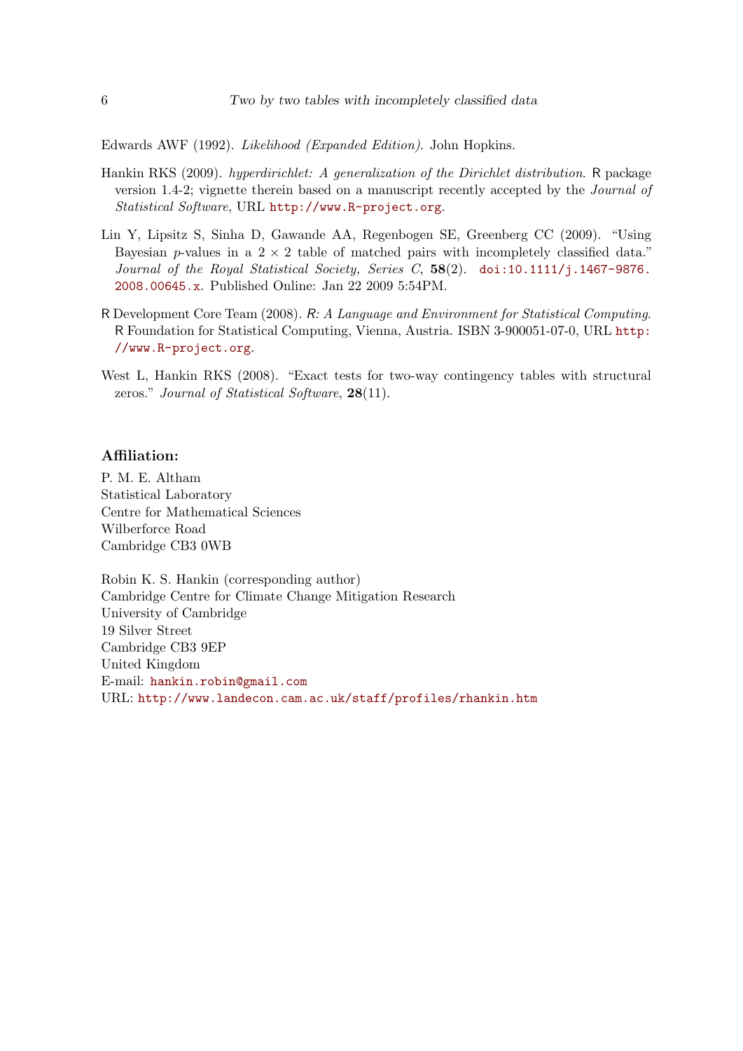Edwards AWF (1992). *Likelihood (Expanded Edition)*. John Hopkins.

Hankin RKS (2009). *hyperdirichlet: A generalization of the Dirichlet distribution*. R package version 1.4-2; vignette therein based on a manuscript recently accepted by the *Journal of Statistical Software*, URL http://www.R-project.org.

Lin Y, Lipsitz S, Sinha D, Gawande AA, Regenbogen SE, Greenberg CC (2009). "Using Bayesian $p$-values in a $2 \times 2$ table of matched pairs with incompletely classified data." *Journal of the Royal Statistical Society, Series C*, **58**(2). doi:10.1111/j.1467-9876.2008.00645.x. Published Online: Jan 22 2009 5:54PM.

R Development Core Team (2008). *R: A Language and Environment for Statistical Computing*. R Foundation for Statistical Computing, Vienna, Austria. ISBN 3-900051-07-0, URL http://www.R-project.org.

West L, Hankin RKS (2008). "Exact tests for two-way contingency tables with structural zeros." *Journal of Statistical Software*, **28**(11).

**Affiliation:**

P. M. E. Altham
Statistical Laboratory
Centre for Mathematical Sciences
Wilberforce Road
Cambridge CB3 0WB

Robin K. S. Hankin (corresponding author)
Cambridge Centre for Climate Change Mitigation Research
University of Cambridge
19 Silver Street
Cambridge CB3 9EP
United Kingdom
E-mail: hankin.robin@gmail.com
URL: http://www.landecon.cam.ac.uk/staff/profiles/rhankin.htm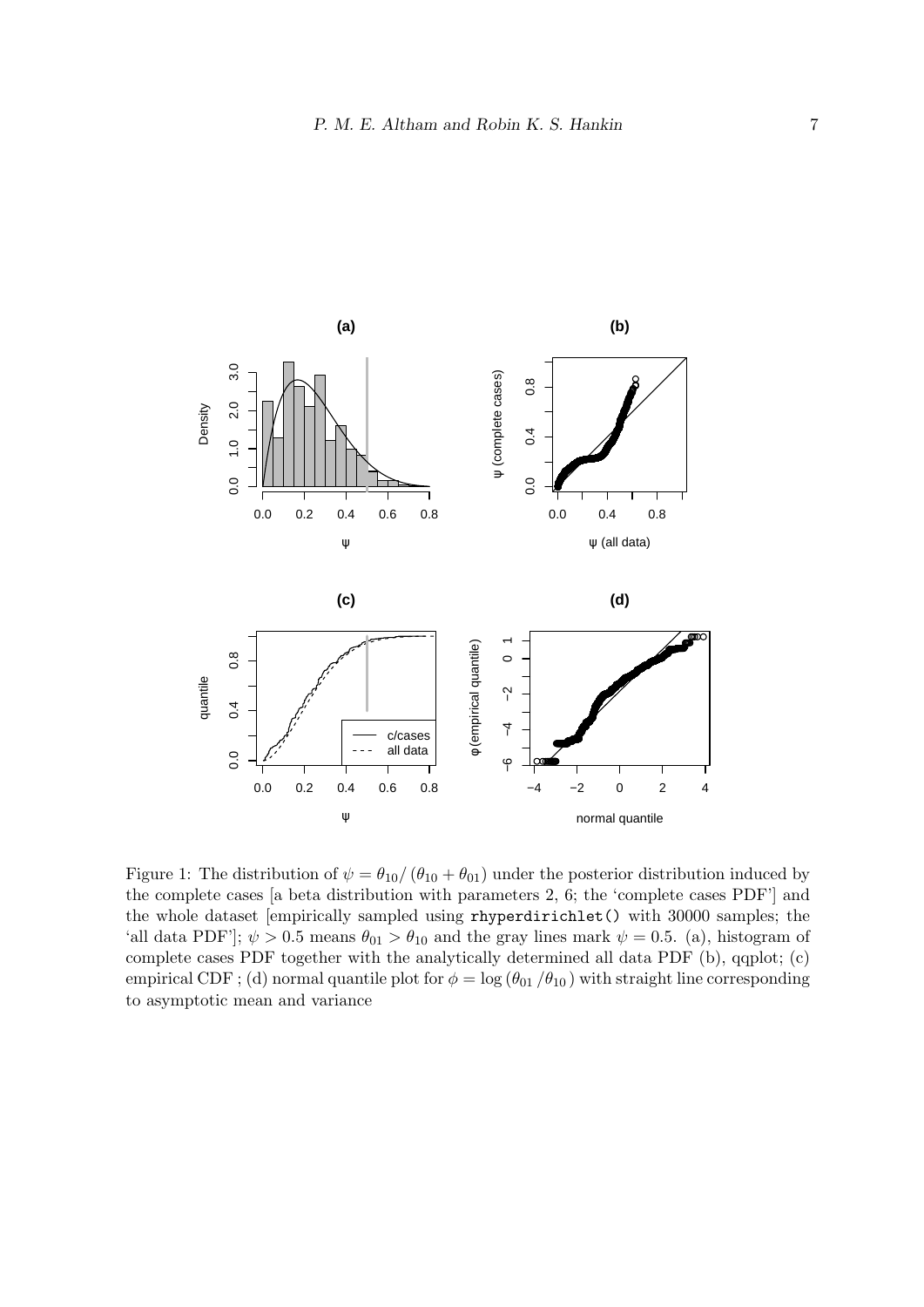(a)

Density

3.0
2.0
1.0
0.0

0.0 0.2 0.4 0.6 0.8

ψ

(b)

ψ (complete cases)

0.8
0.4
0.0

0.0 0.4 0.8

ψ (all data)

(c)

quantile

0.8
0.4
0.0

c/cases
all data

0.0 0.2 0.4 0.6 0.8

ψ

(d)

φ (empirical quantile)

1
0
−2
−4
−6

−4 −2 0 2 4

normal quantile

Figure 1: The distribution of $\psi = \theta_{10}/(\theta_{10} + \theta_{01})$ under the posterior distribution induced by the complete cases [a beta distribution with parameters 2, 6; the 'complete cases PDF'] and the whole dataset [empirically sampled using `rhyperdirichlet()` with 30000 samples; the 'all data PDF']; $\psi > 0.5$ means $\theta_{01} > \theta_{10}$ and the gray lines mark $\psi = 0.5$. (a), histogram of complete cases PDF together with the analytically determined all data PDF (b), qqplot; (c) empirical CDF ; (d) normal quantile plot for $\phi = \log(\theta_{01}/\theta_{10})$ with straight line corresponding to asymptotic mean and variance